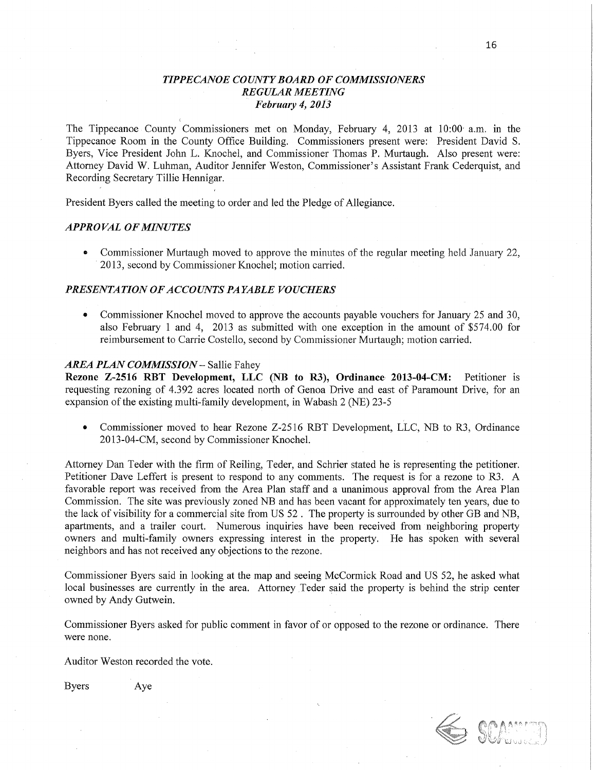# *TIPPECANOE COUNTY BOARD OF COMMISSIONERS*
## *REGULAR MEETING*
### *February 4, 2013*

The Tippecanoe County Commissioners met on Monday, February 4, 2013 at 10:00 a.m. in the Tippecanoe Room in the County Office Building. Commissioners present were: President David S. Byers, Vice President John L. Knochel, and Commissioner Thomas P. Murtaugh. Also present were: Attorney David W. Luhman, Auditor Jennifer Weston, Commissioner's Assistant Frank Cederquist, and Recording Secretary Tillie Hennigar.

President Byers called the meeting to order and led the Pledge of Allegiance.

### *APPROVAL OF MINUTES*

- Commissioner Murtaugh moved to approve the minutes of the regular meeting held January 22, 2013, second by Commissioner Knochel; motion carried.

### *PRESENTATION OF ACCOUNTS PAYABLE VOUCHERS*

- Commissioner Knochel moved to approve the accounts payable vouchers for January 25 and 30, also February 1 and 4, 2013 as submitted with one exception in the amount of $574.00 for reimbursement to Carrie Costello, second by Commissioner Murtaugh; motion carried.

### *AREA PLAN COMMISSION* – Sallie Fahey

**Rezone Z-2516 RBT Development, LLC (NB to R3), Ordinance 2013-04-CM:** Petitioner is requesting rezoning of 4.392 acres located north of Genoa Drive and east of Paramount Drive, for an expansion of the existing multi-family development, in Wabash 2 (NE) 23-5

- Commissioner moved to hear Rezone Z-2516 RBT Development, LLC, NB to R3, Ordinance 2013-04-CM, second by Commissioner Knochel.

Attorney Dan Teder with the firm of Reiling, Teder, and Schrier stated he is representing the petitioner. Petitioner Dave Leffert is present to respond to any comments. The request is for a rezone to R3. A favorable report was received from the Area Plan staff and a unanimous approval from the Area Plan Commission. The site was previously zoned NB and has been vacant for approximately ten years, due to the lack of visibility for a commercial site from US 52 . The property is surrounded by other GB and NB, apartments, and a trailer court. Numerous inquiries have been received from neighboring property owners and multi-family owners expressing interest in the property. He has spoken with several neighbors and has not received any objections to the rezone.

Commissioner Byers said in looking at the map and seeing McCormick Road and US 52, he asked what local businesses are currently in the area. Attorney Teder said the property is behind the strip center owned by Andy Gutwein.

Commissioner Byers asked for public comment in favor of or opposed to the rezone or ordinance. There were none.

Auditor Weston recorded the vote.

Byers Aye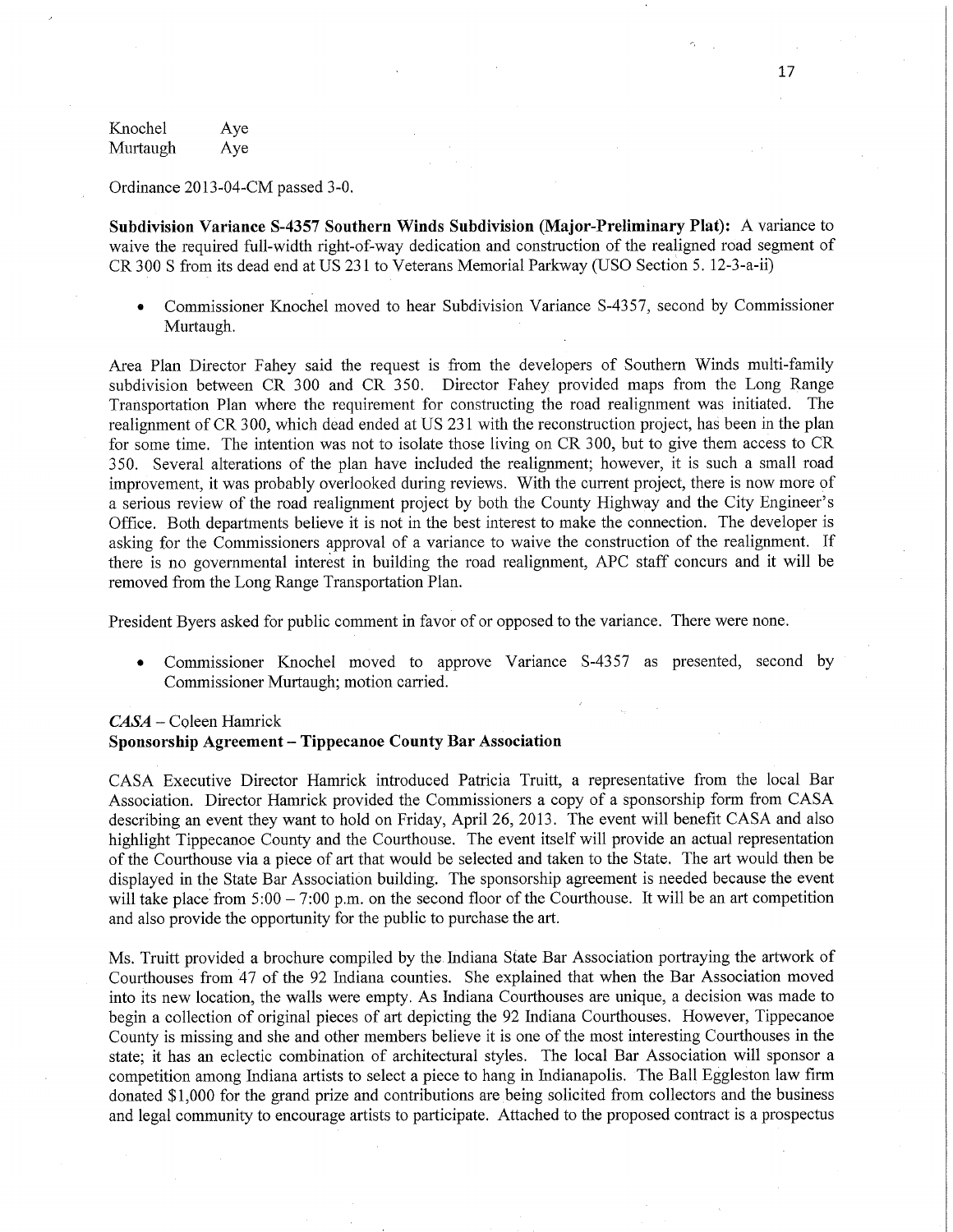| | |
|---|---|
| Knochel | Aye |
| Murtaugh | Aye |

Ordinance 2013-04-CM passed 3-0.

**Subdivision Variance S-4357 Southern Winds Subdivision (Major-Preliminary Plat):** A variance to waive the required full-width right-of-way dedication and construction of the realigned road segment of CR 300 S from its dead end at US 231 to Veterans Memorial Parkway (USO Section 5. 12-3-a-ii)

- Commissioner Knochel moved to hear Subdivision Variance S-4357, second by Commissioner Murtaugh.

Area Plan Director Fahey said the request is from the developers of Southern Winds multi-family subdivision between CR 300 and CR 350. Director Fahey provided maps from the Long Range Transportation Plan where the requirement for constructing the road realignment was initiated. The realignment of CR 300, which dead ended at US 231 with the reconstruction project, has been in the plan for some time. The intention was not to isolate those living on CR 300, but to give them access to CR 350. Several alterations of the plan have included the realignment; however, it is such a small road improvement, it was probably overlooked during reviews. With the current project, there is now more of a serious review of the road realignment project by both the County Highway and the City Engineer's Office. Both departments believe it is not in the best interest to make the connection. The developer is asking for the Commissioners approval of a variance to waive the construction of the realignment. If there is no governmental interest in building the road realignment, APC staff concurs and it will be removed from the Long Range Transportation Plan.

President Byers asked for public comment in favor of or opposed to the variance. There were none.

- Commissioner Knochel moved to approve Variance S-4357 as presented, second by Commissioner Murtaugh; motion carried.

***CASA*** – Coleen Hamrick
**Sponsorship Agreement – Tippecanoe County Bar Association**

CASA Executive Director Hamrick introduced Patricia Truitt, a representative from the local Bar Association. Director Hamrick provided the Commissioners a copy of a sponsorship form from CASA describing an event they want to hold on Friday, April 26, 2013. The event will benefit CASA and also highlight Tippecanoe County and the Courthouse. The event itself will provide an actual representation of the Courthouse via a piece of art that would be selected and taken to the State. The art would then be displayed in the State Bar Association building. The sponsorship agreement is needed because the event will take place from 5:00 – 7:00 p.m. on the second floor of the Courthouse. It will be an art competition and also provide the opportunity for the public to purchase the art.

Ms. Truitt provided a brochure compiled by the Indiana State Bar Association portraying the artwork of Courthouses from 47 of the 92 Indiana counties. She explained that when the Bar Association moved into its new location, the walls were empty. As Indiana Courthouses are unique, a decision was made to begin a collection of original pieces of art depicting the 92 Indiana Courthouses. However, Tippecanoe County is missing and she and other members believe it is one of the most interesting Courthouses in the state; it has an eclectic combination of architectural styles. The local Bar Association will sponsor a competition among Indiana artists to select a piece to hang in Indianapolis. The Ball Eggleston law firm donated $1,000 for the grand prize and contributions are being solicited from collectors and the business and legal community to encourage artists to participate. Attached to the proposed contract is a prospectus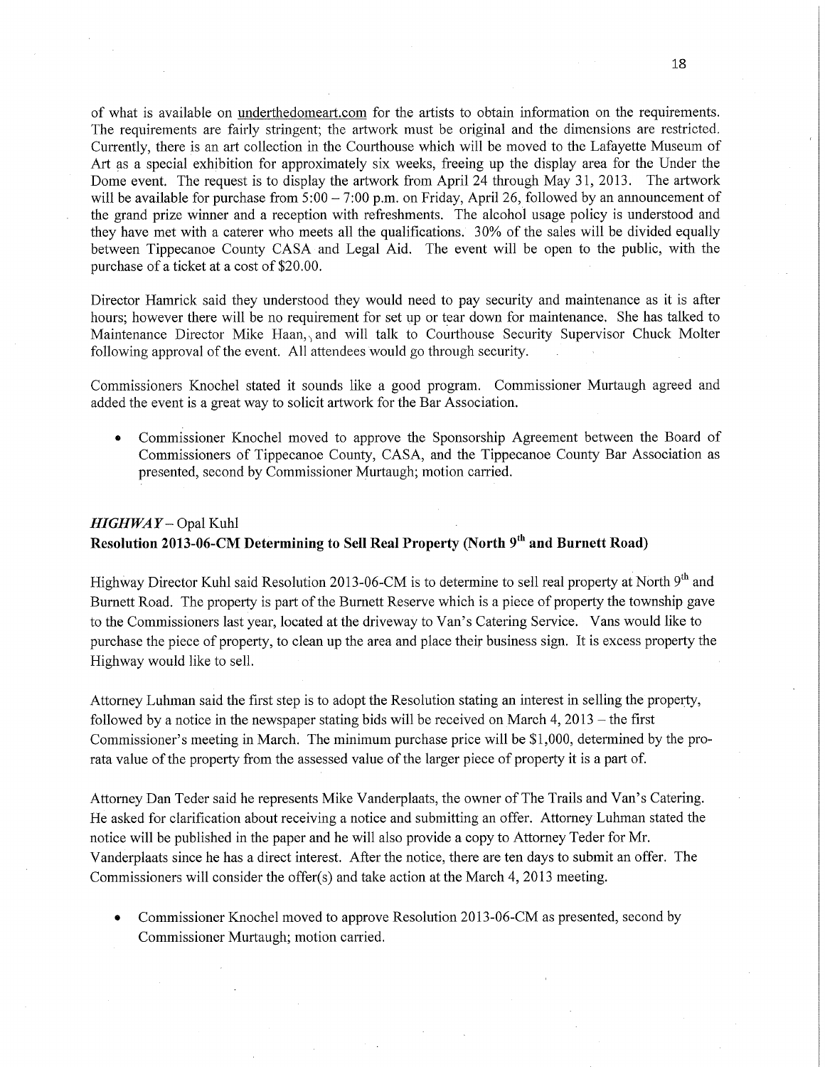of what is available on underthedomeart.com for the artists to obtain information on the requirements. The requirements are fairly stringent; the artwork must be original and the dimensions are restricted. Currently, there is an art collection in the Courthouse which will be moved to the Lafayette Museum of Art as a special exhibition for approximately six weeks, freeing up the display area for the Under the Dome event. The request is to display the artwork from April 24 through May 31, 2013. The artwork will be available for purchase from 5:00 – 7:00 p.m. on Friday, April 26, followed by an announcement of the grand prize winner and a reception with refreshments. The alcohol usage policy is understood and they have met with a caterer who meets all the qualifications. 30% of the sales will be divided equally between Tippecanoe County CASA and Legal Aid. The event will be open to the public, with the purchase of a ticket at a cost of $20.00.

Director Hamrick said they understood they would need to pay security and maintenance as it is after hours; however there will be no requirement for set up or tear down for maintenance. She has talked to Maintenance Director Mike Haan, and will talk to Courthouse Security Supervisor Chuck Molter following approval of the event. All attendees would go through security.

Commissioners Knochel stated it sounds like a good program. Commissioner Murtaugh agreed and added the event is a great way to solicit artwork for the Bar Association.

- Commissioner Knochel moved to approve the Sponsorship Agreement between the Board of Commissioners of Tippecanoe County, CASA, and the Tippecanoe County Bar Association as presented, second by Commissioner Murtaugh; motion carried.

*HIGHWAY* – Opal Kuhl

**Resolution 2013-06-CM Determining to Sell Real Property (North 9th and Burnett Road)**

Highway Director Kuhl said Resolution 2013-06-CM is to determine to sell real property at North 9th and Burnett Road. The property is part of the Burnett Reserve which is a piece of property the township gave to the Commissioners last year, located at the driveway to Van's Catering Service. Vans would like to purchase the piece of property, to clean up the area and place their business sign. It is excess property the Highway would like to sell.

Attorney Luhman said the first step is to adopt the Resolution stating an interest in selling the property, followed by a notice in the newspaper stating bids will be received on March 4, 2013 – the first Commissioner's meeting in March. The minimum purchase price will be $1,000, determined by the pro-rata value of the property from the assessed value of the larger piece of property it is a part of.

Attorney Dan Teder said he represents Mike Vanderplaats, the owner of The Trails and Van's Catering. He asked for clarification about receiving a notice and submitting an offer. Attorney Luhman stated the notice will be published in the paper and he will also provide a copy to Attorney Teder for Mr. Vanderplaats since he has a direct interest. After the notice, there are ten days to submit an offer. The Commissioners will consider the offer(s) and take action at the March 4, 2013 meeting.

- Commissioner Knochel moved to approve Resolution 2013-06-CM as presented, second by Commissioner Murtaugh; motion carried.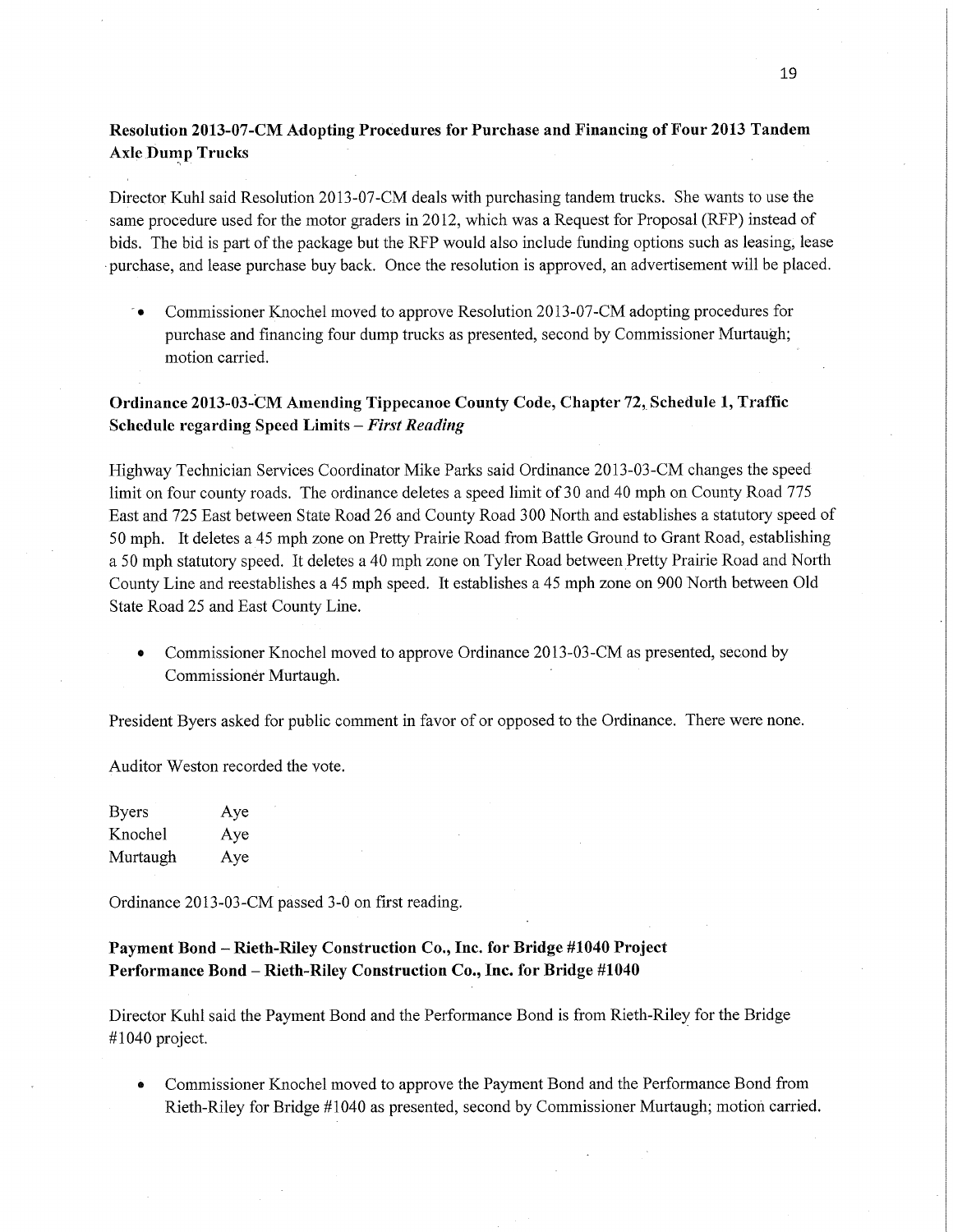**Resolution 2013-07-CM Adopting Procedures for Purchase and Financing of Four 2013 Tandem Axle Dump Trucks**

Director Kuhl said Resolution 2013-07-CM deals with purchasing tandem trucks. She wants to use the same procedure used for the motor graders in 2012, which was a Request for Proposal (RFP) instead of bids. The bid is part of the package but the RFP would also include funding options such as leasing, lease purchase, and lease purchase buy back. Once the resolution is approved, an advertisement will be placed.

- Commissioner Knochel moved to approve Resolution 2013-07-CM adopting procedures for purchase and financing four dump trucks as presented, second by Commissioner Murtaugh; motion carried.

**Ordinance 2013-03-CM Amending Tippecanoe County Code, Chapter 72, Schedule 1, Traffic Schedule regarding Speed Limits –** ***First Reading***

Highway Technician Services Coordinator Mike Parks said Ordinance 2013-03-CM changes the speed limit on four county roads. The ordinance deletes a speed limit of 30 and 40 mph on County Road 775 East and 725 East between State Road 26 and County Road 300 North and establishes a statutory speed of 50 mph. It deletes a 45 mph zone on Pretty Prairie Road from Battle Ground to Grant Road, establishing a 50 mph statutory speed. It deletes a 40 mph zone on Tyler Road between Pretty Prairie Road and North County Line and reestablishes a 45 mph speed. It establishes a 45 mph zone on 900 North between Old State Road 25 and East County Line.

- Commissioner Knochel moved to approve Ordinance 2013-03-CM as presented, second by Commissioner Murtaugh.

President Byers asked for public comment in favor of or opposed to the Ordinance. There were none.

Auditor Weston recorded the vote.

| | |
|---|---|
| Byers | Aye |
| Knochel | Aye |
| Murtaugh | Aye |

Ordinance 2013-03-CM passed 3-0 on first reading.

**Payment Bond – Rieth-Riley Construction Co., Inc. for Bridge #1040 Project**
**Performance Bond – Rieth-Riley Construction Co., Inc. for Bridge #1040**

Director Kuhl said the Payment Bond and the Performance Bond is from Rieth-Riley for the Bridge #1040 project.

- Commissioner Knochel moved to approve the Payment Bond and the Performance Bond from Rieth-Riley for Bridge #1040 as presented, second by Commissioner Murtaugh; motion carried.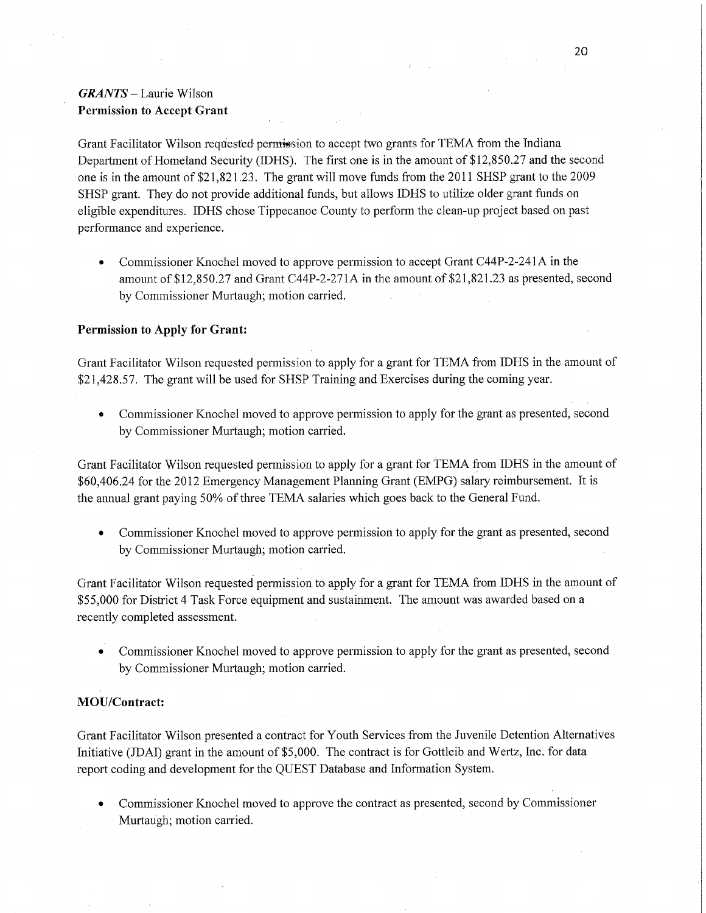***GRANTS*** – Laurie Wilson

**Permission to Accept Grant**

Grant Facilitator Wilson requested permission to accept two grants for TEMA from the Indiana Department of Homeland Security (IDHS). The first one is in the amount of $12,850.27 and the second one is in the amount of $21,821.23. The grant will move funds from the 2011 SHSP grant to the 2009 SHSP grant. They do not provide additional funds, but allows IDHS to utilize older grant funds on eligible expenditures. IDHS chose Tippecanoe County to perform the clean-up project based on past performance and experience.

- Commissioner Knochel moved to approve permission to accept Grant C44P-2-241A in the amount of $12,850.27 and Grant C44P-2-271A in the amount of $21,821.23 as presented, second by Commissioner Murtaugh; motion carried.

**Permission to Apply for Grant:**

Grant Facilitator Wilson requested permission to apply for a grant for TEMA from IDHS in the amount of $21,428.57. The grant will be used for SHSP Training and Exercises during the coming year.

- Commissioner Knochel moved to approve permission to apply for the grant as presented, second by Commissioner Murtaugh; motion carried.

Grant Facilitator Wilson requested permission to apply for a grant for TEMA from IDHS in the amount of $60,406.24 for the 2012 Emergency Management Planning Grant (EMPG) salary reimbursement. It is the annual grant paying 50% of three TEMA salaries which goes back to the General Fund.

- Commissioner Knochel moved to approve permission to apply for the grant as presented, second by Commissioner Murtaugh; motion carried.

Grant Facilitator Wilson requested permission to apply for a grant for TEMA from IDHS in the amount of $55,000 for District 4 Task Force equipment and sustainment. The amount was awarded based on a recently completed assessment.

- Commissioner Knochel moved to approve permission to apply for the grant as presented, second by Commissioner Murtaugh; motion carried.

**MOU/Contract:**

Grant Facilitator Wilson presented a contract for Youth Services from the Juvenile Detention Alternatives Initiative (JDAI) grant in the amount of $5,000. The contract is for Gottleib and Wertz, Inc. for data report coding and development for the QUEST Database and Information System.

- Commissioner Knochel moved to approve the contract as presented, second by Commissioner Murtaugh; motion carried.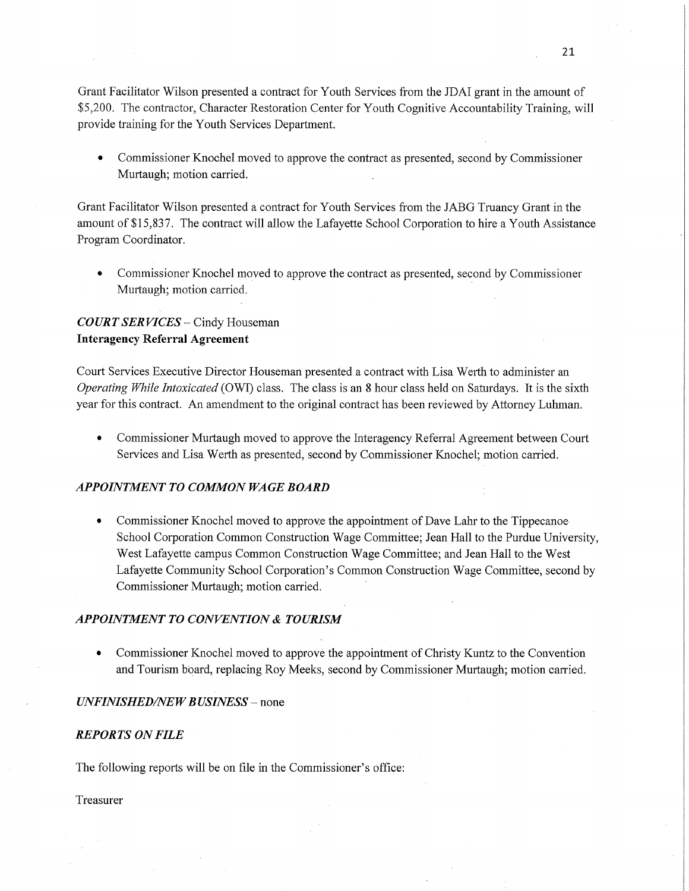Grant Facilitator Wilson presented a contract for Youth Services from the JDAI grant in the amount of $5,200. The contractor, Character Restoration Center for Youth Cognitive Accountability Training, will provide training for the Youth Services Department.

- Commissioner Knochel moved to approve the contract as presented, second by Commissioner Murtaugh; motion carried.

Grant Facilitator Wilson presented a contract for Youth Services from the JABG Truancy Grant in the amount of $15,837. The contract will allow the Lafayette School Corporation to hire a Youth Assistance Program Coordinator.

- Commissioner Knochel moved to approve the contract as presented, second by Commissioner Murtaugh; motion carried.

***COURT SERVICES*** – Cindy Houseman
**Interagency Referral Agreement**

Court Services Executive Director Houseman presented a contract with Lisa Werth to administer an *Operating While Intoxicated* (OWI) class. The class is an 8 hour class held on Saturdays. It is the sixth year for this contract. An amendment to the original contract has been reviewed by Attorney Luhman.

- Commissioner Murtaugh moved to approve the Interagency Referral Agreement between Court Services and Lisa Werth as presented, second by Commissioner Knochel; motion carried.

***APPOINTMENT TO COMMON WAGE BOARD***

- Commissioner Knochel moved to approve the appointment of Dave Lahr to the Tippecanoe School Corporation Common Construction Wage Committee; Jean Hall to the Purdue University, West Lafayette campus Common Construction Wage Committee; and Jean Hall to the West Lafayette Community School Corporation's Common Construction Wage Committee, second by Commissioner Murtaugh; motion carried.

***APPOINTMENT TO CONVENTION & TOURISM***

- Commissioner Knochel moved to approve the appointment of Christy Kuntz to the Convention and Tourism board, replacing Roy Meeks, second by Commissioner Murtaugh; motion carried.

***UNFINISHED/NEW BUSINESS*** – none

***REPORTS ON FILE***

The following reports will be on file in the Commissioner's office:

Treasurer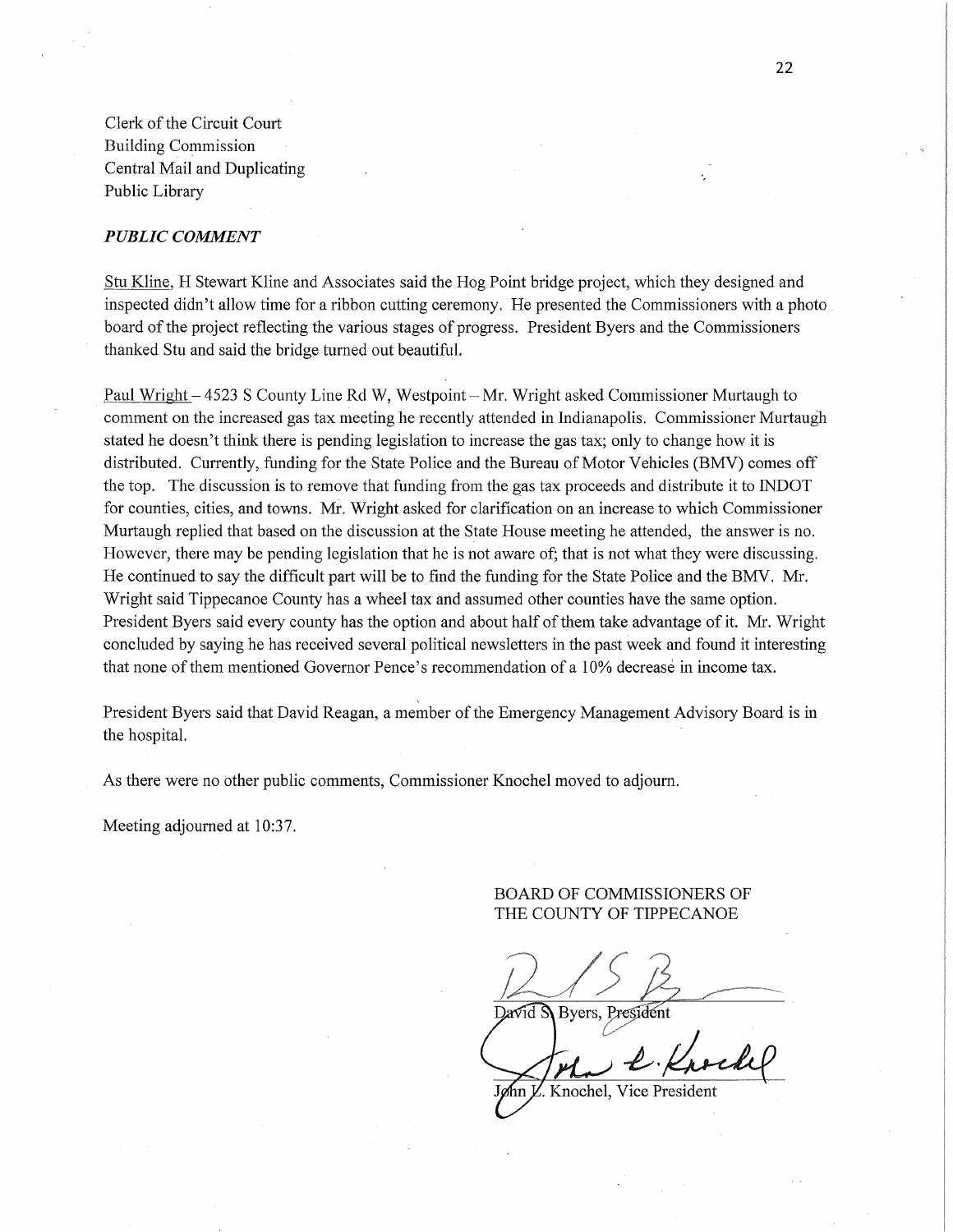Clerk of the Circuit Court
Building Commission
Central Mail and Duplicating
Public Library

***PUBLIC COMMENT***

Stu Kline, H Stewart Kline and Associates said the Hog Point bridge project, which they designed and inspected didn't allow time for a ribbon cutting ceremony. He presented the Commissioners with a photo board of the project reflecting the various stages of progress. President Byers and the Commissioners thanked Stu and said the bridge turned out beautiful.

Paul Wright – 4523 S County Line Rd W, Westpoint – Mr. Wright asked Commissioner Murtaugh to comment on the increased gas tax meeting he recently attended in Indianapolis. Commissioner Murtaugh stated he doesn't think there is pending legislation to increase the gas tax; only to change how it is distributed. Currently, funding for the State Police and the Bureau of Motor Vehicles (BMV) comes off the top. The discussion is to remove that funding from the gas tax proceeds and distribute it to INDOT for counties, cities, and towns. Mr. Wright asked for clarification on an increase to which Commissioner Murtaugh replied that based on the discussion at the State House meeting he attended, the answer is no. However, there may be pending legislation that he is not aware of; that is not what they were discussing. He continued to say the difficult part will be to find the funding for the State Police and the BMV. Mr. Wright said Tippecanoe County has a wheel tax and assumed other counties have the same option. President Byers said every county has the option and about half of them take advantage of it. Mr. Wright concluded by saying he has received several political newsletters in the past week and found it interesting that none of them mentioned Governor Pence's recommendation of a 10% decrease in income tax.

President Byers said that David Reagan, a member of the Emergency Management Advisory Board is in the hospital.

As there were no other public comments, Commissioner Knochel moved to adjourn.

Meeting adjourned at 10:37.

BOARD OF COMMISSIONERS OF
THE COUNTY OF TIPPECANOE

David S. Byers, President

John L. Knochel, Vice President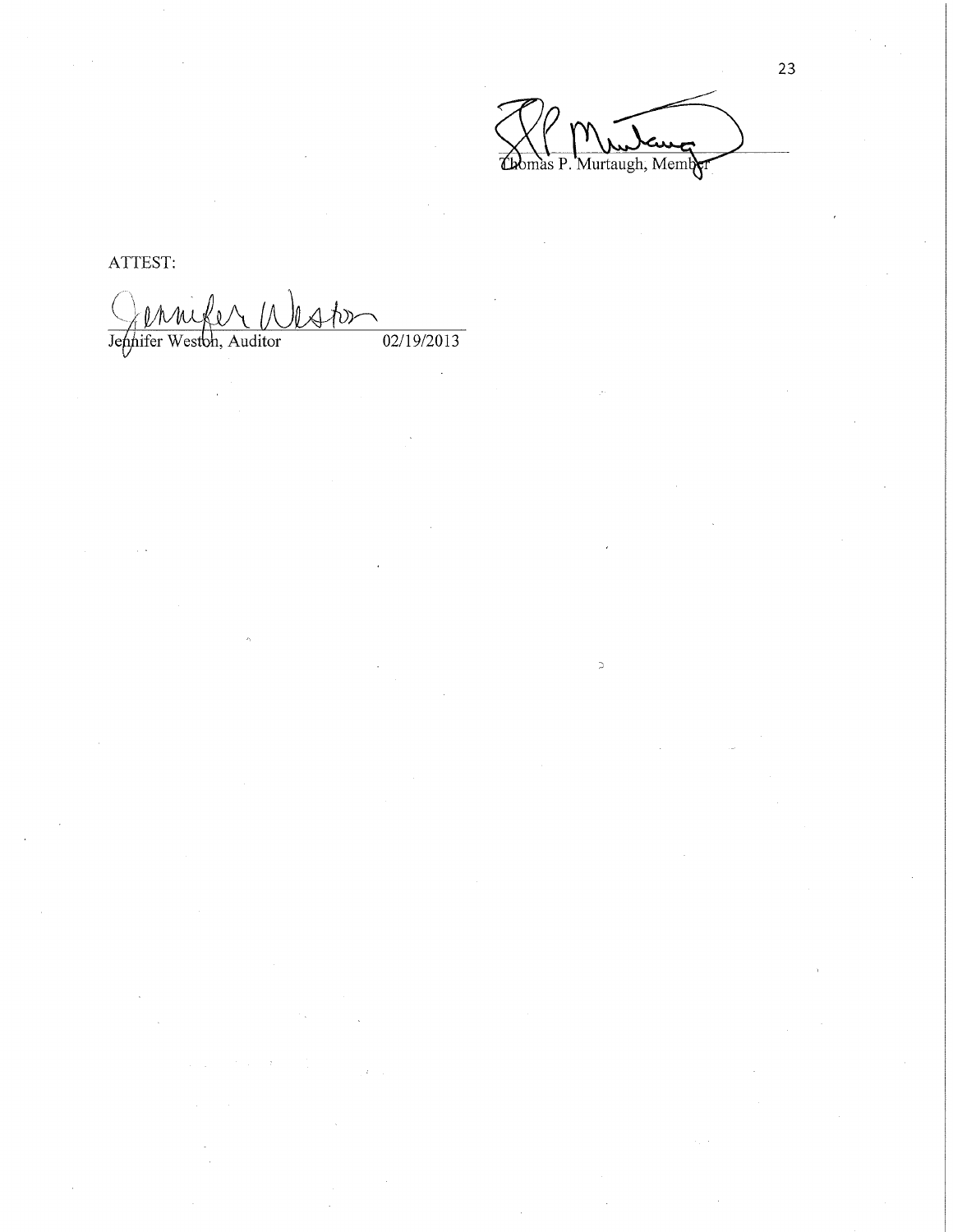Thomas P. Murtaugh, Member

ATTEST:

Jennifer Weston, Auditor 02/19/2013